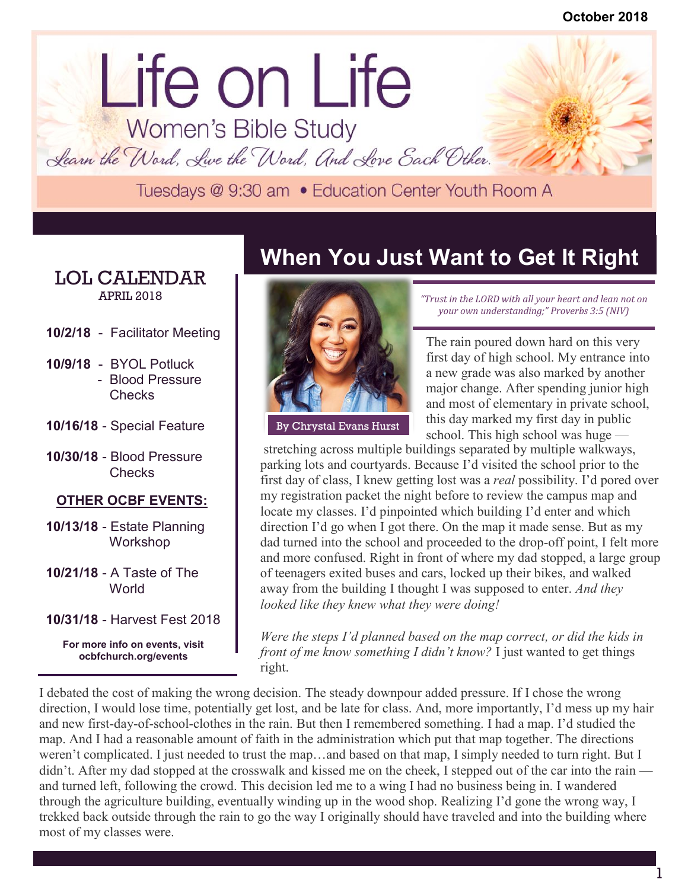October 2018

# Life on Life

## Women's Bible Study

*Learn the Word, Live the Word, And Love Each Other.*

Tuesdays @ 9:30 am • Education Center Youth Room A

### LOL CALENDAR

APRIL 2018

**10/2/18** - Facilitator Meeting

**10/9/18** - BYOL Potluck
- Blood Pressure Checks

**10/16/18** - Special Feature

**10/30/18** - Blood Pressure Checks

**OTHER OCBF EVENTS:**

**10/13/18** - Estate Planning Workshop

**10/21/18** - A Taste of The World

**10/31/18** - Harvest Fest 2018

**For more info on events, visit ocbfchurch.org/events**

## When You Just Want to Get It Right

By Chrystal Evans Hurst

*"Trust in the LORD with all your heart and lean not on your own understanding;" Proverbs 3:5 (NIV)*

The rain poured down hard on this very first day of high school. My entrance into a new grade was also marked by another major change. After spending junior high and most of elementary in private school, this day marked my first day in public school. This high school was huge — stretching across multiple buildings separated by multiple walkways, parking lots and courtyards. Because I'd visited the school prior to the first day of class, I knew getting lost was a *real* possibility. I'd pored over my registration packet the night before to review the campus map and locate my classes. I'd pinpointed which building I'd enter and which direction I'd go when I got there. On the map it made sense. But as my dad turned into the school and proceeded to the drop-off point, I felt more and more confused. Right in front of where my dad stopped, a large group of teenagers exited buses and cars, locked up their bikes, and walked away from the building I thought I was supposed to enter. *And they looked like they knew what they were doing!*

*Were the steps I'd planned based on the map correct, or did the kids in front of me know something I didn't know?* I just wanted to get things right.

I debated the cost of making the wrong decision. The steady downpour added pressure. If I chose the wrong direction, I would lose time, potentially get lost, and be late for class. And, more importantly, I'd mess up my hair and new first-day-of-school-clothes in the rain. But then I remembered something. I had a map. I'd studied the map. And I had a reasonable amount of faith in the administration which put that map together. The directions weren't complicated. I just needed to trust the map…and based on that map, I simply needed to turn right. But I didn't. After my dad stopped at the crosswalk and kissed me on the cheek, I stepped out of the car into the rain — and turned left, following the crowd. This decision led me to a wing I had no business being in. I wandered through the agriculture building, eventually winding up in the wood shop. Realizing I'd gone the wrong way, I trekked back outside through the rain to go the way I originally should have traveled and into the building where most of my classes were.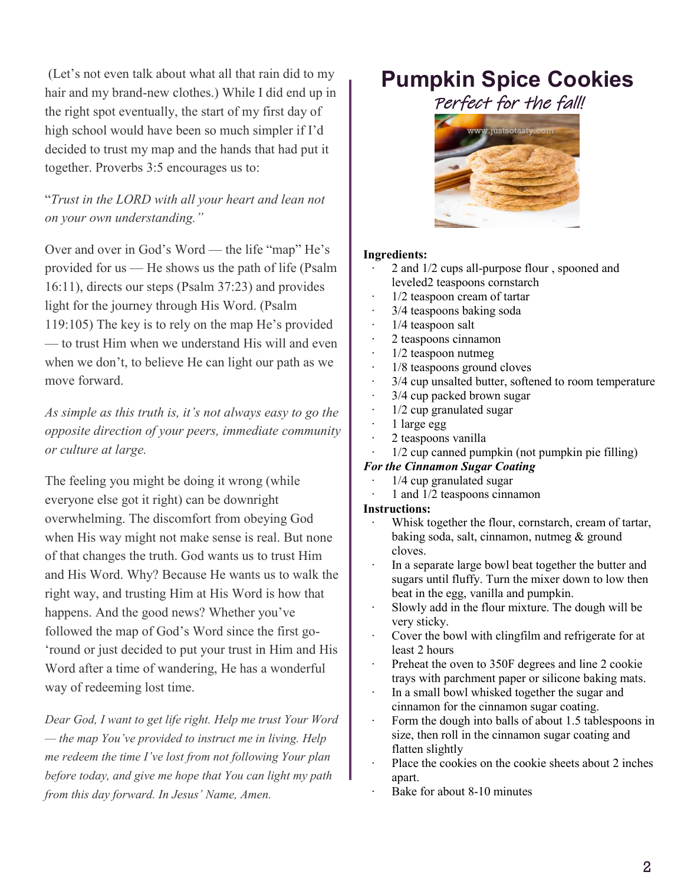(Let's not even talk about what all that rain did to my hair and my brand-new clothes.) While I did end up in the right spot eventually, the start of my first day of high school would have been so much simpler if I'd decided to trust my map and the hands that had put it together. Proverbs 3:5 encourages us to:

"*Trust in the LORD with all your heart and lean not on your own understanding."*

Over and over in God's Word — the life "map" He's provided for us — He shows us the path of life (Psalm 16:11), directs our steps (Psalm 37:23) and provides light for the journey through His Word. (Psalm 119:105) The key is to rely on the map He's provided — to trust Him when we understand His will and even when we don't, to believe He can light our path as we move forward.

*As simple as this truth is, it's not always easy to go the opposite direction of your peers, immediate community or culture at large.*

The feeling you might be doing it wrong (while everyone else got it right) can be downright overwhelming. The discomfort from obeying God when His way might not make sense is real. But none of that changes the truth. God wants us to trust Him and His Word. Why? Because He wants us to walk the right way, and trusting Him at His Word is how that happens. And the good news? Whether you've followed the map of God's Word since the first go-'round or just decided to put your trust in Him and His Word after a time of wandering, He has a wonderful way of redeeming lost time.

*Dear God, I want to get life right. Help me trust Your Word — the map You've provided to instruct me in living. Help me redeem the time I've lost from not following Your plan before today, and give me hope that You can light my path from this day forward. In Jesus' Name, Amen.*

# Pumpkin Spice Cookies

*Perfect for the fall!*

**Ingredients:**

- 2 and 1/2 cups all-purpose flour , spooned and leveled2 teaspoons cornstarch
- 1/2 teaspoon cream of tartar
- 3/4 teaspoons baking soda
- 1/4 teaspoon salt
- 2 teaspoons cinnamon
- 1/2 teaspoon nutmeg
- 1/8 teaspoons ground cloves
- 3/4 cup unsalted butter, softened to room temperature
- 3/4 cup packed brown sugar
- 1/2 cup granulated sugar
- 1 large egg
- 2 teaspoons vanilla
- 1/2 cup canned pumpkin (not pumpkin pie filling)

***For the Cinnamon Sugar Coating***

- 1/4 cup granulated sugar
- 1 and 1/2 teaspoons cinnamon

**Instructions:**

- Whisk together the flour, cornstarch, cream of tartar, baking soda, salt, cinnamon, nutmeg & ground cloves.
- In a separate large bowl beat together the butter and sugars until fluffy. Turn the mixer down to low then beat in the egg, vanilla and pumpkin.
- Slowly add in the flour mixture. The dough will be very sticky.
- Cover the bowl with clingfilm and refrigerate for at least 2 hours
- Preheat the oven to 350F degrees and line 2 cookie trays with parchment paper or silicone baking mats.
- In a small bowl whisked together the sugar and cinnamon for the cinnamon sugar coating.
- Form the dough into balls of about 1.5 tablespoons in size, then roll in the cinnamon sugar coating and flatten slightly
- Place the cookies on the cookie sheets about 2 inches apart.
- Bake for about 8-10 minutes